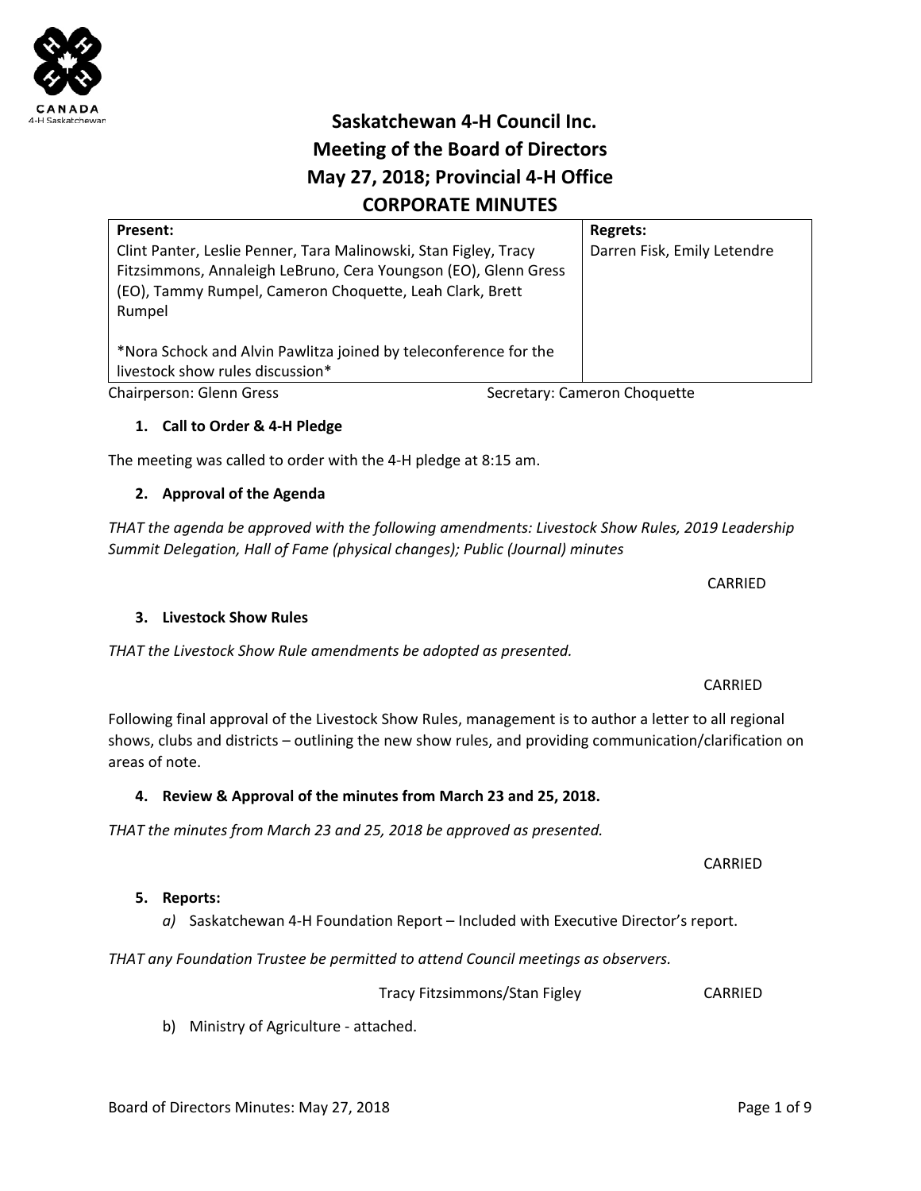# Saskatchewan 4-H Council Inc.
## Meeting of the Board of Directors
## May 27, 2018; Provincial 4-H Office
## CORPORATE MINUTES

| Present: | Regrets: |
|---|---|
| Clint Panter, Leslie Penner, Tara Malinowski, Stan Figley, Tracy Fitzsimmons, Annaleigh LeBruno, Cera Youngson (EO), Glenn Gress (EO), Tammy Rumpel, Cameron Choquette, Leah Clark, Brett Rumpel<br><br>*Nora Schock and Alvin Pawlitza joined by teleconference for the livestock show rules discussion* | Darren Fisk, Emily Letendre |

Chairperson: Glenn Gress | Secretary: Cameron Choquette

1. **Call to Order & 4-H Pledge**

The meeting was called to order with the 4-H pledge at 8:15 am.

2. **Approval of the Agenda**

*THAT the agenda be approved with the following amendments: Livestock Show Rules, 2019 Leadership Summit Delegation, Hall of Fame (physical changes); Public (Journal) minutes*

CARRIED

3. **Livestock Show Rules**

*THAT the Livestock Show Rule amendments be adopted as presented.*

CARRIED

Following final approval of the Livestock Show Rules, management is to author a letter to all regional shows, clubs and districts – outlining the new show rules, and providing communication/clarification on areas of note.

4. **Review & Approval of the minutes from March 23 and 25, 2018.**

*THAT the minutes from March 23 and 25, 2018 be approved as presented.*

CARRIED

5. **Reports:**
   *a)* Saskatchewan 4-H Foundation Report – Included with Executive Director's report.

*THAT any Foundation Trustee be permitted to attend Council meetings as observers.*

Tracy Fitzsimmons/Stan Figley CARRIED

   b) Ministry of Agriculture - attached.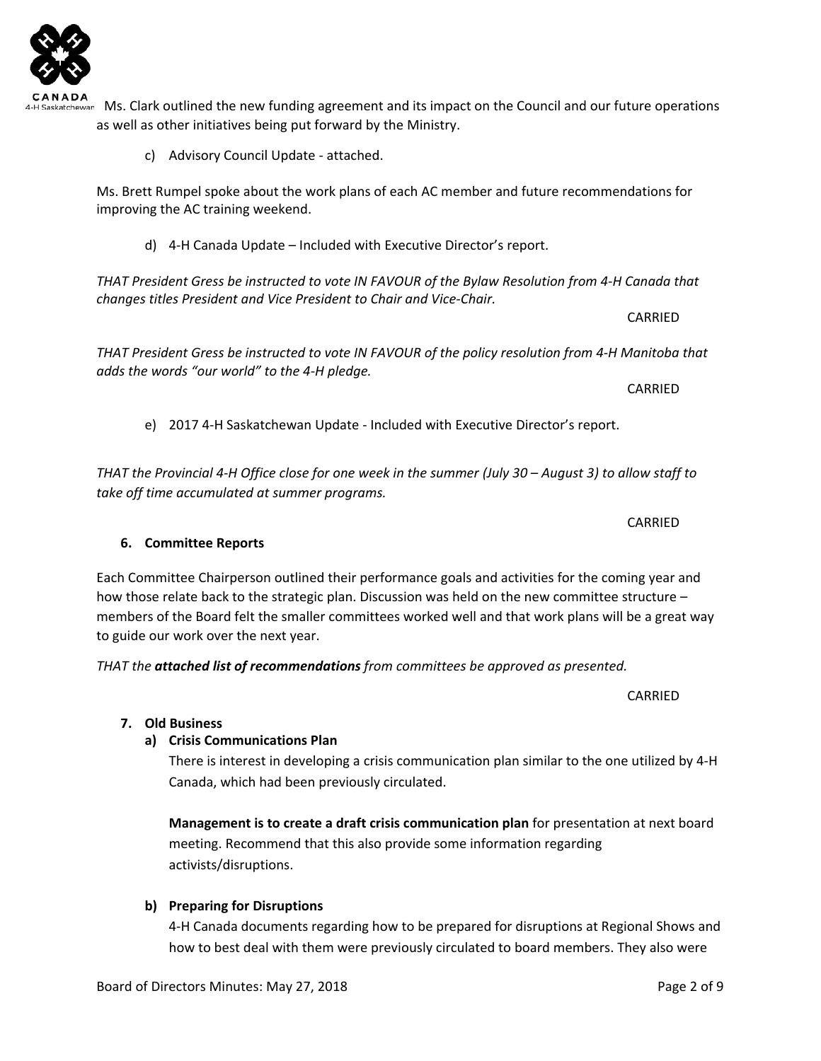Ms. Clark outlined the new funding agreement and its impact on the Council and our future operations as well as other initiatives being put forward by the Ministry.

c) Advisory Council Update - attached.

Ms. Brett Rumpel spoke about the work plans of each AC member and future recommendations for improving the AC training weekend.

d) 4-H Canada Update – Included with Executive Director's report.

*THAT President Gress be instructed to vote IN FAVOUR of the Bylaw Resolution from 4-H Canada that changes titles President and Vice President to Chair and Vice-Chair.*

CARRIED

*THAT President Gress be instructed to vote IN FAVOUR of the policy resolution from 4-H Manitoba that adds the words "our world" to the 4-H pledge.*

CARRIED

e) 2017 4-H Saskatchewan Update - Included with Executive Director's report.

*THAT the Provincial 4-H Office close for one week in the summer (July 30 – August 3) to allow staff to take off time accumulated at summer programs.*

CARRIED

**6. Committee Reports**

Each Committee Chairperson outlined their performance goals and activities for the coming year and how those relate back to the strategic plan. Discussion was held on the new committee structure – members of the Board felt the smaller committees worked well and that work plans will be a great way to guide our work over the next year.

*THAT the* ***attached list of recommendations*** *from committees be approved as presented.*

CARRIED

**7. Old Business**

**a) Crisis Communications Plan**

There is interest in developing a crisis communication plan similar to the one utilized by 4-H Canada, which had been previously circulated.

**Management is to create a draft crisis communication plan** for presentation at next board meeting. Recommend that this also provide some information regarding activists/disruptions.

**b) Preparing for Disruptions**

4-H Canada documents regarding how to be prepared for disruptions at Regional Shows and how to best deal with them were previously circulated to board members. They also were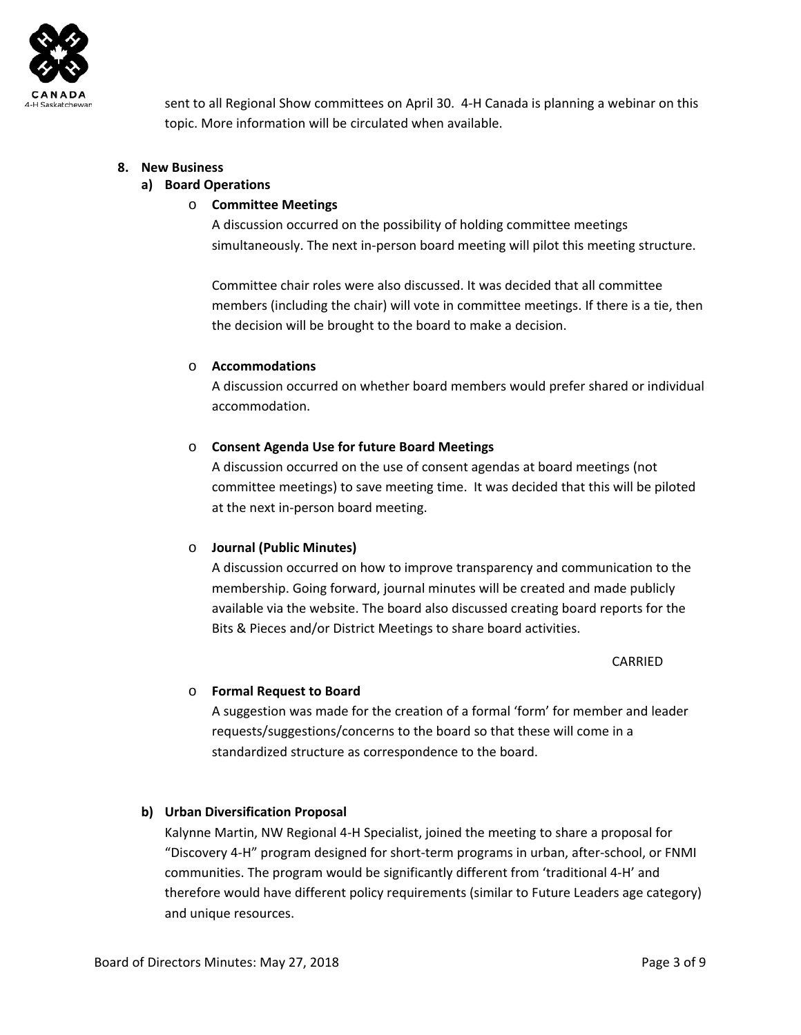sent to all Regional Show committees on April 30. 4-H Canada is planning a webinar on this topic. More information will be circulated when available.

**8. New Business**

**a) Board Operations**

- **Committee Meetings**

  A discussion occurred on the possibility of holding committee meetings simultaneously. The next in-person board meeting will pilot this meeting structure.

  Committee chair roles were also discussed. It was decided that all committee members (including the chair) will vote in committee meetings. If there is a tie, then the decision will be brought to the board to make a decision.

- **Accommodations**

  A discussion occurred on whether board members would prefer shared or individual accommodation.

- **Consent Agenda Use for future Board Meetings**

  A discussion occurred on the use of consent agendas at board meetings (not committee meetings) to save meeting time. It was decided that this will be piloted at the next in-person board meeting.

- **Journal (Public Minutes)**

  A discussion occurred on how to improve transparency and communication to the membership. Going forward, journal minutes will be created and made publicly available via the website. The board also discussed creating board reports for the Bits & Pieces and/or District Meetings to share board activities.

  CARRIED

- **Formal Request to Board**

  A suggestion was made for the creation of a formal 'form' for member and leader requests/suggestions/concerns to the board so that these will come in a standardized structure as correspondence to the board.

**b) Urban Diversification Proposal**

Kalynne Martin, NW Regional 4-H Specialist, joined the meeting to share a proposal for "Discovery 4-H" program designed for short-term programs in urban, after-school, or FNMI communities. The program would be significantly different from 'traditional 4-H' and therefore would have different policy requirements (similar to Future Leaders age category) and unique resources.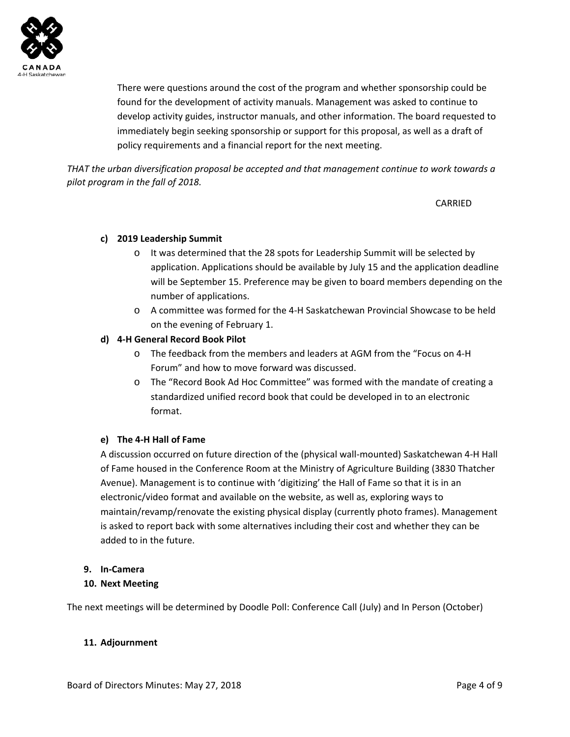There were questions around the cost of the program and whether sponsorship could be found for the development of activity manuals. Management was asked to continue to develop activity guides, instructor manuals, and other information. The board requested to immediately begin seeking sponsorship or support for this proposal, as well as a draft of policy requirements and a financial report for the next meeting.

*THAT the urban diversification proposal be accepted and that management continue to work towards a pilot program in the fall of 2018.*

CARRIED

**c) 2019 Leadership Summit**

- It was determined that the 28 spots for Leadership Summit will be selected by application. Applications should be available by July 15 and the application deadline will be September 15. Preference may be given to board members depending on the number of applications.
- A committee was formed for the 4-H Saskatchewan Provincial Showcase to be held on the evening of February 1.

**d) 4-H General Record Book Pilot**

- The feedback from the members and leaders at AGM from the "Focus on 4-H Forum" and how to move forward was discussed.
- The "Record Book Ad Hoc Committee" was formed with the mandate of creating a standardized unified record book that could be developed in to an electronic format.

**e) The 4-H Hall of Fame**

A discussion occurred on future direction of the (physical wall-mounted) Saskatchewan 4-H Hall of Fame housed in the Conference Room at the Ministry of Agriculture Building (3830 Thatcher Avenue). Management is to continue with 'digitizing' the Hall of Fame so that it is in an electronic/video format and available on the website, as well as, exploring ways to maintain/revamp/renovate the existing physical display (currently photo frames). Management is asked to report back with some alternatives including their cost and whether they can be added to in the future.

**9. In-Camera**

**10. Next Meeting**

The next meetings will be determined by Doodle Poll: Conference Call (July) and In Person (October)

**11. Adjournment**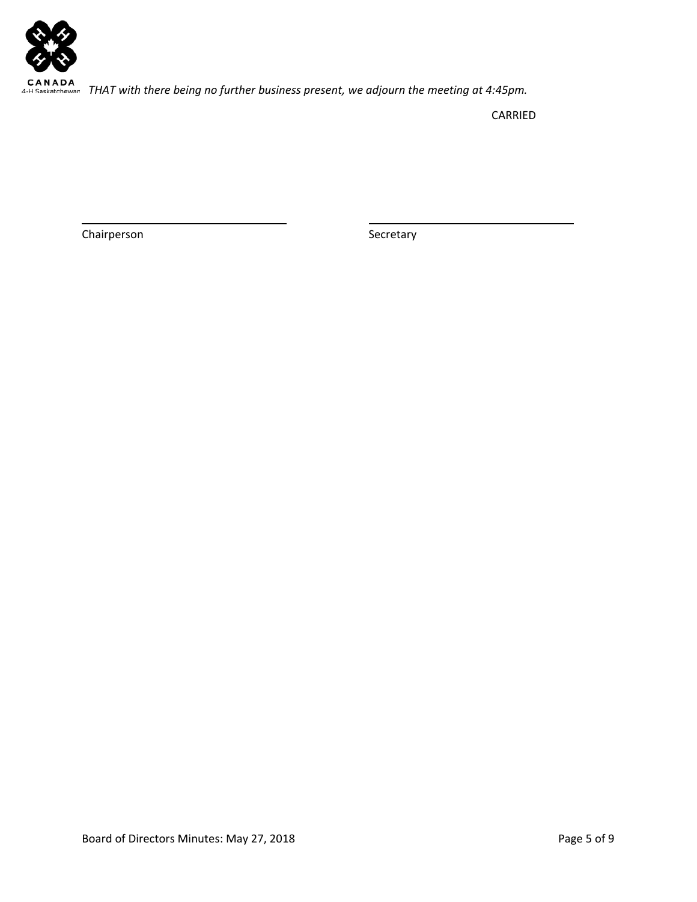*THAT with there being no further business present, we adjourn the meeting at 4:45pm.*

CARRIED

\_\_\_\_\_\_\_\_\_\_\_\_\_\_\_\_\_\_\_\_\_\_\_\_\_\_\_\_\_\_ \_\_\_\_\_\_\_\_\_\_\_\_\_\_\_\_\_\_\_\_\_\_\_\_\_\_\_\_\_\_

Chairperson Secretary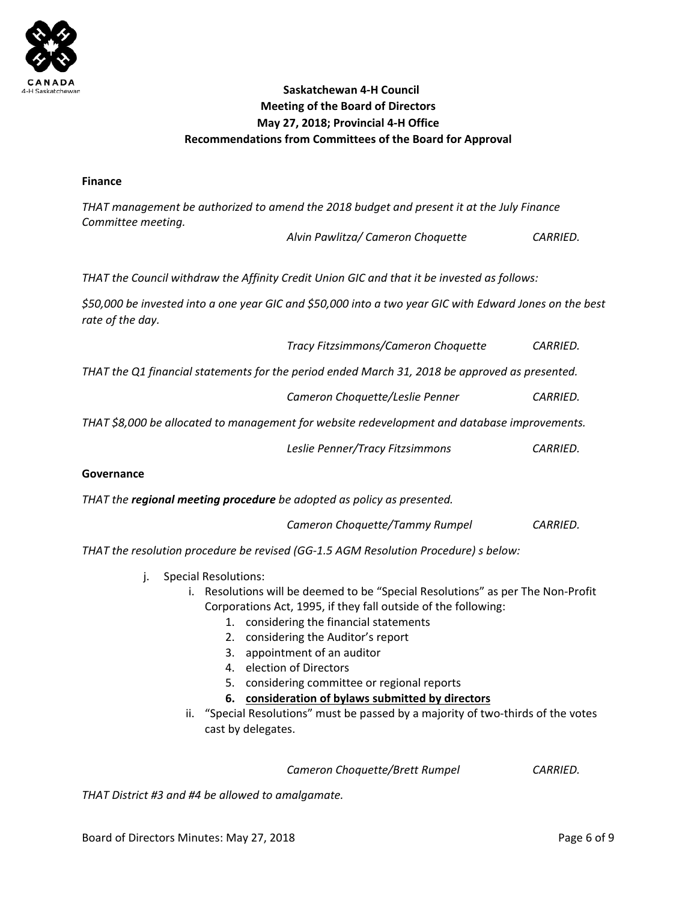**Saskatchewan 4-H Council**
**Meeting of the Board of Directors**
**May 27, 2018; Provincial 4-H Office**
**Recommendations from Committees of the Board for Approval**

**Finance**

*THAT management be authorized to amend the 2018 budget and present it at the July Finance Committee meeting.*

*Alvin Pawlitza/ Cameron Choquette* *CARRIED.*

*THAT the Council withdraw the Affinity Credit Union GIC and that it be invested as follows:*

*$50,000 be invested into a one year GIC and $50,000 into a two year GIC with Edward Jones on the best rate of the day.*

*Tracy Fitzsimmons/Cameron Choquette* *CARRIED.*

*THAT the Q1 financial statements for the period ended March 31, 2018 be approved as presented.*

*Cameron Choquette/Leslie Penner* *CARRIED.*

*THAT $8,000 be allocated to management for website redevelopment and database improvements.*

*Leslie Penner/Tracy Fitzsimmons* *CARRIED.*

**Governance**

*THAT the **regional meeting procedure** be adopted as policy as presented.*

*Cameron Choquette/Tammy Rumpel* *CARRIED.*

*THAT the resolution procedure be revised (GG-1.5 AGM Resolution Procedure) s below:*

j. Special Resolutions:
   i. Resolutions will be deemed to be "Special Resolutions" as per The Non-Profit Corporations Act, 1995, if they fall outside of the following:
      1. considering the financial statements
      2. considering the Auditor's report
      3. appointment of an auditor
      4. election of Directors
      5. considering committee or regional reports
      6. **<u>consideration of bylaws submitted by directors</u>**
   ii. "Special Resolutions" must be passed by a majority of two-thirds of the votes cast by delegates.

*Cameron Choquette/Brett Rumpel* *CARRIED.*

*THAT District #3 and #4 be allowed to amalgamate.*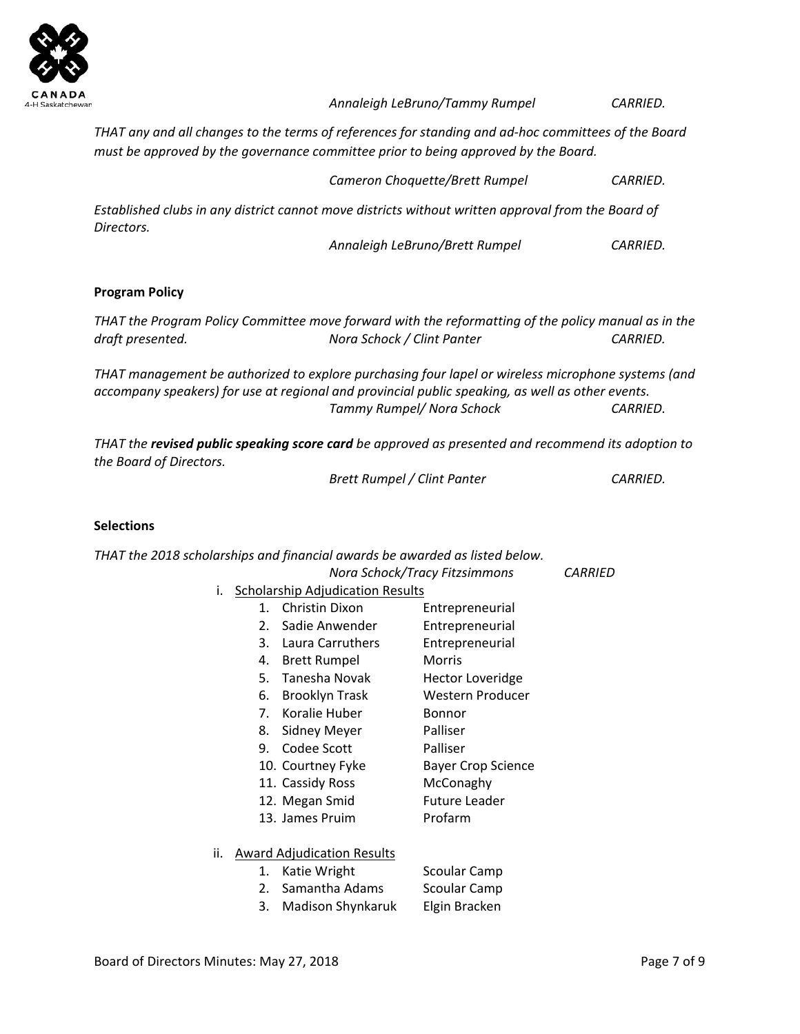*Annaleigh LeBruno/Tammy Rumpel* *CARRIED.*

*THAT any and all changes to the terms of references for standing and ad-hoc committees of the Board must be approved by the governance committee prior to being approved by the Board.*

*Cameron Choquette/Brett Rumpel* *CARRIED.*

*Established clubs in any district cannot move districts without written approval from the Board of Directors.*

*Annaleigh LeBruno/Brett Rumpel* *CARRIED.*

**Program Policy**

*THAT the Program Policy Committee move forward with the reformatting of the policy manual as in the draft presented.* *Nora Schock / Clint Panter* *CARRIED.*

*THAT management be authorized to explore purchasing four lapel or wireless microphone systems (and accompany speakers) for use at regional and provincial public speaking, as well as other events.*

*Tammy Rumpel/ Nora Schock* *CARRIED.*

*THAT the* ***revised public speaking score card*** *be approved as presented and recommend its adoption to the Board of Directors.*

*Brett Rumpel / Clint Panter* *CARRIED.*

**Selections**

*THAT the 2018 scholarships and financial awards be awarded as listed below.*

*Nora Schock/Tracy Fitzsimmons* *CARRIED*

i. Scholarship Adjudication Results

| | Name | Scholarship |
|---|---|---|
| 1. | Christin Dixon | Entrepreneurial |
| 2. | Sadie Anwender | Entrepreneurial |
| 3. | Laura Carruthers | Entrepreneurial |
| 4. | Brett Rumpel | Morris |
| 5. | Tanesha Novak | Hector Loveridge |
| 6. | Brooklyn Trask | Western Producer |
| 7. | Koralie Huber | Bonnor |
| 8. | Sidney Meyer | Palliser |
| 9. | Codee Scott | Palliser |
| 10. | Courtney Fyke | Bayer Crop Science |
| 11. | Cassidy Ross | McConaghy |
| 12. | Megan Smid | Future Leader |
| 13. | James Pruim | Profarm |

ii. Award Adjudication Results

| | Name | Award |
|---|---|---|
| 1. | Katie Wright | Scoular Camp |
| 2. | Samantha Adams | Scoular Camp |
| 3. | Madison Shynkaruk | Elgin Bracken |